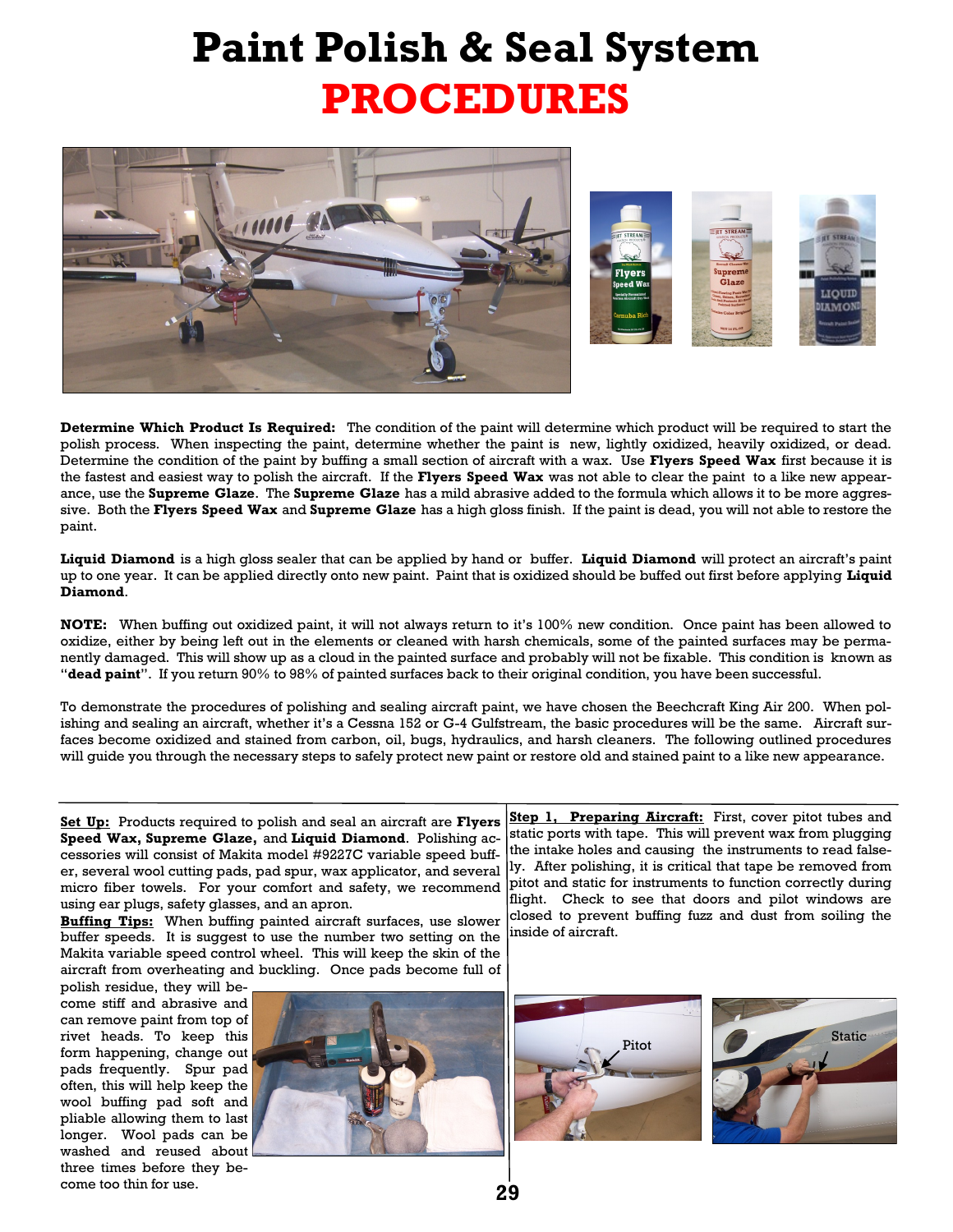# Paint Polish & Seal System

# PROCEDURES

**Determine Which Product Is Required:** The condition of the paint will determine which product will be required to start the polish process. When inspecting the paint, determine whether the paint is new, lightly oxidized, heavily oxidized, or dead. Determine the condition of the paint by buffing a small section of aircraft with a wax. Use **Flyers Speed Wax** first because it is the fastest and easiest way to polish the aircraft. If the **Flyers Speed Wax** was not able to clear the paint to a like new appearance, use the **Supreme Glaze**. The **Supreme Glaze** has a mild abrasive added to the formula which allows it to be more aggressive. Both the **Flyers Speed Wax** and **Supreme Glaze** has a high gloss finish. If the paint is dead, you will not able to restore the paint.

**Liquid Diamond** is a high gloss sealer that can be applied by hand or buffer. **Liquid Diamond** will protect an aircraft's paint up to one year. It can be applied directly onto new paint. Paint that is oxidized should be buffed out first before applying **Liquid Diamond**.

**NOTE:** When buffing out oxidized paint, it will not always return to it's 100% new condition. Once paint has been allowed to oxidize, either by being left out in the elements or cleaned with harsh chemicals, some of the painted surfaces may be permanently damaged. This will show up as a cloud in the painted surface and probably will not be fixable. This condition is known as "**dead paint**". If you return 90% to 98% of painted surfaces back to their original condition, you have been successful.

To demonstrate the procedures of polishing and sealing aircraft paint, we have chosen the Beechcraft King Air 200. When polishing and sealing an aircraft, whether it's a Cessna 152 or G-4 Gulfstream, the basic procedures will be the same. Aircraft surfaces become oxidized and stained from carbon, oil, bugs, hydraulics, and harsh cleaners. The following outlined procedures will guide you through the necessary steps to safely protect new paint or restore old and stained paint to a like new appearance.

**Set Up:** Products required to polish and seal an aircraft are **Flyers Speed Wax, Supreme Glaze,** and **Liquid Diamond**. Polishing accessories will consist of Makita model #9227C variable speed buffer, several wool cutting pads, pad spur, wax applicator, and several micro fiber towels. For your comfort and safety, we recommend using ear plugs, safety glasses, and an apron.

**Buffing Tips:** When buffing painted aircraft surfaces, use slower buffer speeds. It is suggest to use the number two setting on the Makita variable speed control wheel. This will keep the skin of the aircraft from overheating and buckling. Once pads become full of polish residue, they will become stiff and abrasive and can remove paint from top of rivet heads. To keep this form happening, change out pads frequently. Spur pad often, this will help keep the wool buffing pad soft and pliable allowing them to last longer. Wool pads can be washed and reused about three times before they become too thin for use.

**Step 1, Preparing Aircraft:** First, cover pitot tubes and static ports with tape. This will prevent wax from plugging the intake holes and causing the instruments to read falsely. After polishing, it is critical that tape be removed from pitot and static for instruments to function correctly during flight. Check to see that doors and pilot windows are closed to prevent buffing fuzz and dust from soiling the inside of aircraft.

Pitot

Static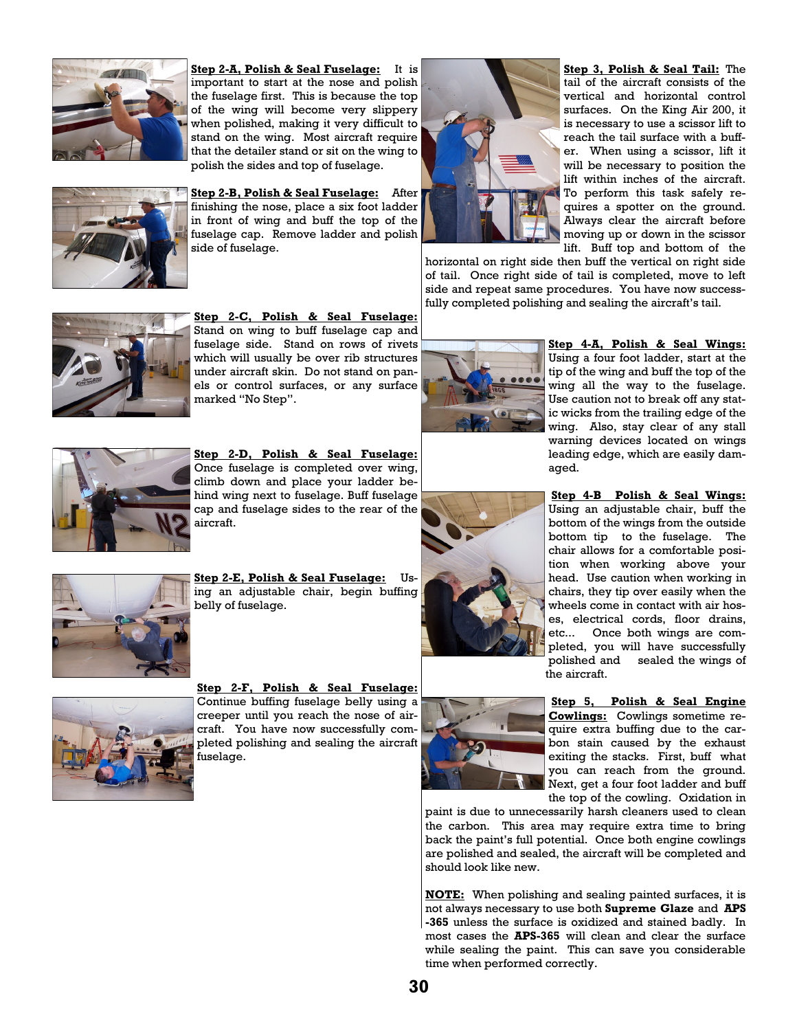**Step 2-A, Polish & Seal Fuselage:** It is important to start at the nose and polish the fuselage first. This is because the top of the wing will become very slippery when polished, making it very difficult to stand on the wing. Most aircraft require that the detailer stand or sit on the wing to polish the sides and top of fuselage.

**Step 2-B, Polish & Seal Fuselage:** After finishing the nose, place a six foot ladder in front of wing and buff the top of the fuselage cap. Remove ladder and polish side of fuselage.

**Step 2-C, Polish & Seal Fuselage:** Stand on wing to buff fuselage cap and fuselage side. Stand on rows of rivets which will usually be over rib structures under aircraft skin. Do not stand on panels or control surfaces, or any surface marked "No Step".

**Step 2-D, Polish & Seal Fuselage:** Once fuselage is completed over wing, climb down and place your ladder behind wing next to fuselage. Buff fuselage cap and fuselage sides to the rear of the aircraft.

**Step 2-E, Polish & Seal Fuselage:** Using an adjustable chair, begin buffing belly of fuselage.

**Step 2-F, Polish & Seal Fuselage:** Continue buffing fuselage belly using a creeper until you reach the nose of aircraft. You have now successfully completed polishing and sealing the aircraft fuselage.

**Step 3, Polish & Seal Tail:** The tail of the aircraft consists of the vertical and horizontal control surfaces. On the King Air 200, it is necessary to use a scissor lift to reach the tail surface with a buffer. When using a scissor, lift it will be necessary to position the lift within inches of the aircraft. To perform this task safely requires a spotter on the ground. Always clear the aircraft before moving up or down in the scissor lift. Buff top and bottom of the horizontal on right side then buff the vertical on right side of tail. Once right side of tail is completed, move to left side and repeat same procedures. You have now successfully completed polishing and sealing the aircraft's tail.

**Step 4-A, Polish & Seal Wings:** Using a four foot ladder, start at the tip of the wing and buff the top of the wing all the way to the fuselage. Use caution not to break off any static wicks from the trailing edge of the wing. Also, stay clear of any stall warning devices located on wings leading edge, which are easily damaged.

**Step 4-B Polish & Seal Wings:** Using an adjustable chair, buff the bottom of the wings from the outside bottom tip to the fuselage. The chair allows for a comfortable position when working above your head. Use caution when working in chairs, they tip over easily when the wheels come in contact with air hoses, electrical cords, floor drains, etc... Once both wings are completed, you will have successfully polished and sealed the wings of the aircraft.

**Step 5, Polish & Seal Engine Cowlings:** Cowlings sometime require extra buffing due to the carbon stain caused by the exhaust exiting the stacks. First, buff what you can reach from the ground. Next, get a four foot ladder and buff the top of the cowling. Oxidation in paint is due to unnecessarily harsh cleaners used to clean the carbon. This area may require extra time to bring back the paint's full potential. Once both engine cowlings are polished and sealed, the aircraft will be completed and should look like new.

**NOTE:** When polishing and sealing painted surfaces, it is not always necessary to use both **Supreme Glaze** and **APS-365** unless the surface is oxidized and stained badly. In most cases the **APS-365** will clean and clear the surface while sealing the paint. This can save you considerable time when performed correctly.